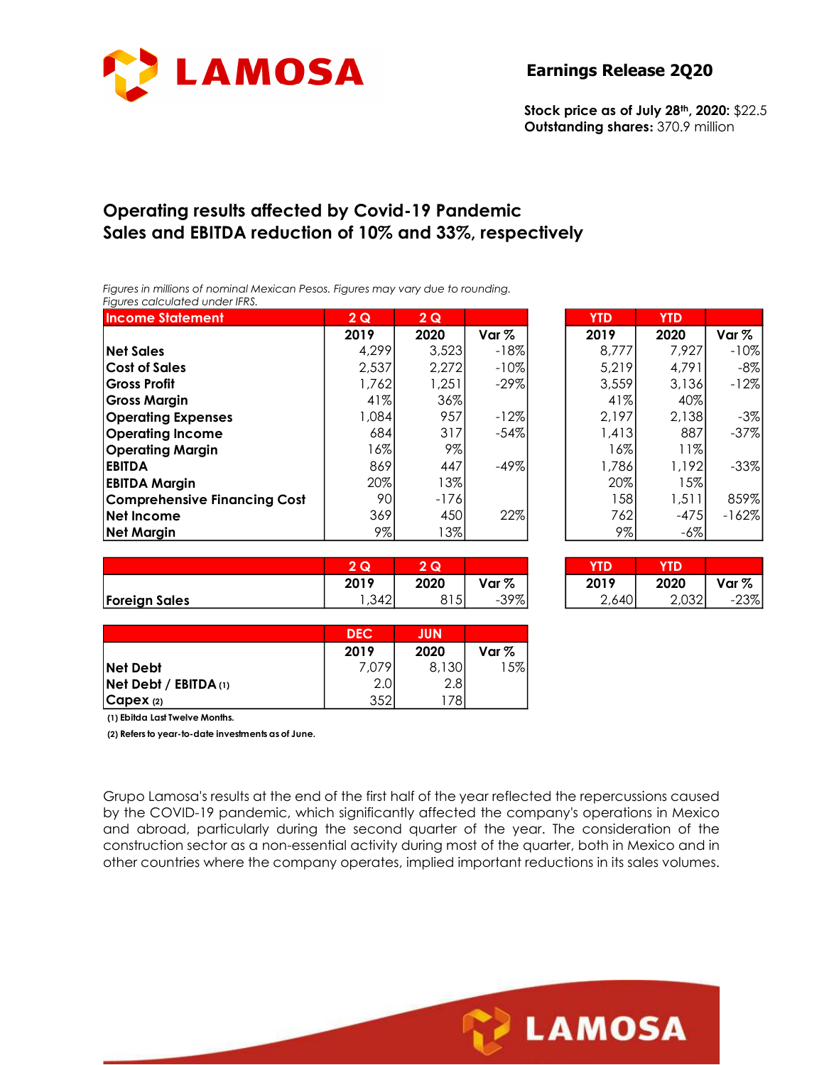# LAMOSA

**Earnings Release 2Q20**

**Stock price as of July 28th, 2020:** $22.5
**Outstanding shares:** 370.9 million

## Operating results affected by Covid-19 Pandemic
## Sales and EBITDA reduction of 10% and 33%, respectively

*Figures in millions of nominal Mexican Pesos. Figures may vary due to rounding.*
*Figures calculated under IFRS.*

| Income Statement | 2 Q | 2 Q | | YTD | YTD | |
|---|---|---|---|---|---|---|
| | 2019 | 2020 | Var % | 2019 | 2020 | Var % |
| Net Sales | 4,299 | 3,523 | -18% | 8,777 | 7,927 | -10% |
| Cost of Sales | 2,537 | 2,272 | -10% | 5,219 | 4,791 | -8% |
| Gross Profit | 1,762 | 1,251 | -29% | 3,559 | 3,136 | -12% |
| Gross Margin | 41% | 36% | | 41% | 40% | |
| Operating Expenses | 1,084 | 957 | -12% | 2,197 | 2,138 | -3% |
| Operating Income | 684 | 317 | -54% | 1,413 | 887 | -37% |
| Operating Margin | 16% | 9% | | 16% | 11% | |
| EBITDA | 869 | 447 | -49% | 1,786 | 1,192 | -33% |
| EBITDA Margin | 20% | 13% | | 20% | 15% | |
| Comprehensive Financing Cost | 90 | -176 | | 158 | 1,511 | 859% |
| Net Income | 369 | 450 | 22% | 762 | -475 | -162% |
| Net Margin | 9% | 13% | | 9% | -6% | |

| | 2 Q | 2 Q | | YTD | YTD | |
|---|---|---|---|---|---|---|
| | 2019 | 2020 | Var % | 2019 | 2020 | Var % |
| Foreign Sales | 1,342 | 815 | -39% | 2,640 | 2,032 | -23% |

| | DEC | JUN | |
|---|---|---|---|
| | 2019 | 2020 | Var % |
| Net Debt | 7,079 | 8,130 | 15% |
| Net Debt / EBITDA (1) | 2.0 | 2.8 | |
| Capex (2) | 352 | 178 | |

**(1) Ebitda Last Twelve Months.**

**(2) Refers to year-to-date investments as of June.**

Grupo Lamosa's results at the end of the first half of the year reflected the repercussions caused by the COVID-19 pandemic, which significantly affected the company's operations in Mexico and abroad, particularly during the second quarter of the year. The consideration of the construction sector as a non-essential activity during most of the quarter, both in Mexico and in other countries where the company operates, implied important reductions in its sales volumes.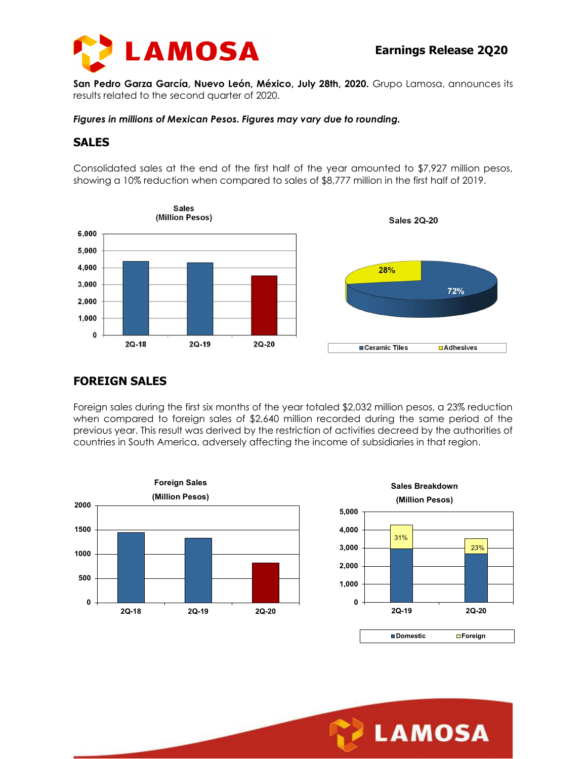**San Pedro Garza García, Nuevo León, México, July 28th, 2020.** Grupo Lamosa, announces its results related to the second quarter of 2020.

***Figures in millions of Mexican Pesos. Figures may vary due to rounding.***

## SALES

Consolidated sales at the end of the first half of the year amounted to $7,927 million pesos, showing a 10% reduction when compared to sales of $8,777 million in the first half of 2019.

## FOREIGN SALES

Foreign sales during the first six months of the year totaled $2,032 million pesos, a 23% reduction when compared to foreign sales of $2,640 million recorded during the same period of the previous year. This result was derived by the restriction of activities decreed by the authorities of countries in South America, adversely affecting the income of subsidiaries in that region.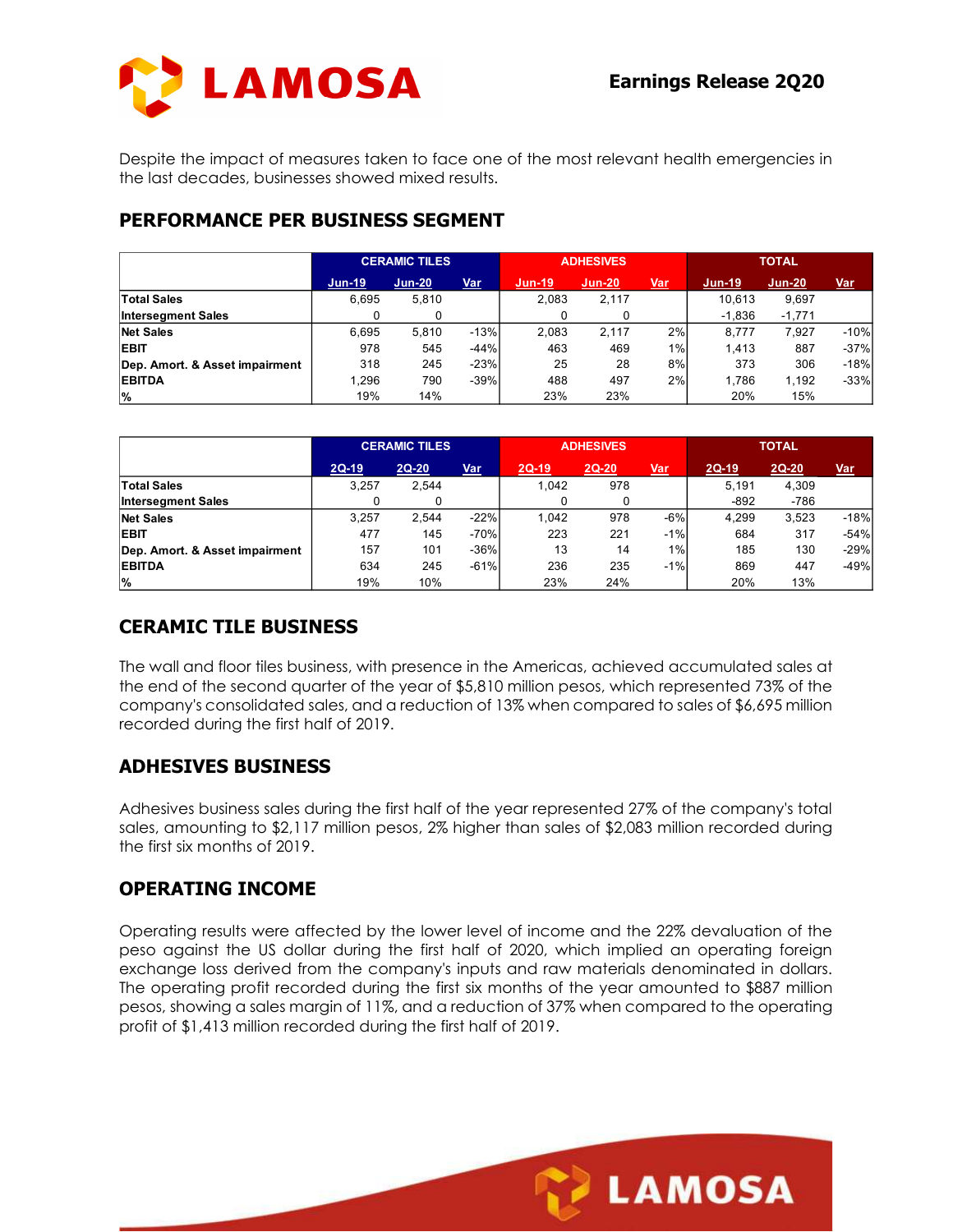Despite the impact of measures taken to face one of the most relevant health emergencies in the last decades, businesses showed mixed results.

## PERFORMANCE PER BUSINESS SEGMENT

| | CERAMIC TILES | | | ADHESIVES | | | TOTAL | | |
|---|---|---|---|---|---|---|---|---|---|
| | Jun-19 | Jun-20 | Var | Jun-19 | Jun-20 | Var | Jun-19 | Jun-20 | Var |
| **Total Sales** | 6,695 | 5,810 | | 2,083 | 2,117 | | 10,613 | 9,697 | |
| **Intersegment Sales** | 0 | 0 | | 0 | 0 | | -1,836 | -1,771 | |
| **Net Sales** | 6,695 | 5,810 | -13% | 2,083 | 2,117 | 2% | 8,777 | 7,927 | -10% |
| **EBIT** | 978 | 545 | -44% | 463 | 469 | 1% | 1,413 | 887 | -37% |
| **Dep. Amort. & Asset impairment** | 318 | 245 | -23% | 25 | 28 | 8% | 373 | 306 | -18% |
| **EBITDA** | 1,296 | 790 | -39% | 488 | 497 | 2% | 1,786 | 1,192 | -33% |
| **%** | 19% | 14% | | 23% | 23% | | 20% | 15% | |

| | CERAMIC TILES | | | ADHESIVES | | | TOTAL | | |
|---|---|---|---|---|---|---|---|---|---|
| | 2Q-19 | 2Q-20 | Var | 2Q-19 | 2Q-20 | Var | 2Q-19 | 2Q-20 | Var |
| **Total Sales** | 3,257 | 2,544 | | 1,042 | 978 | | 5,191 | 4,309 | |
| **Intersegment Sales** | 0 | 0 | | 0 | 0 | | -892 | -786 | |
| **Net Sales** | 3,257 | 2,544 | -22% | 1,042 | 978 | -6% | 4,299 | 3,523 | -18% |
| **EBIT** | 477 | 145 | -70% | 223 | 221 | -1% | 684 | 317 | -54% |
| **Dep. Amort. & Asset impairment** | 157 | 101 | -36% | 13 | 14 | 1% | 185 | 130 | -29% |
| **EBITDA** | 634 | 245 | -61% | 236 | 235 | -1% | 869 | 447 | -49% |
| **%** | 19% | 10% | | 23% | 24% | | 20% | 13% | |

## CERAMIC TILE BUSINESS

The wall and floor tiles business, with presence in the Americas, achieved accumulated sales at the end of the second quarter of the year of $5,810 million pesos, which represented 73% of the company's consolidated sales, and a reduction of 13% when compared to sales of $6,695 million recorded during the first half of 2019.

## ADHESIVES BUSINESS

Adhesives business sales during the first half of the year represented 27% of the company's total sales, amounting to $2,117 million pesos, 2% higher than sales of $2,083 million recorded during the first six months of 2019.

## OPERATING INCOME

Operating results were affected by the lower level of income and the 22% devaluation of the peso against the US dollar during the first half of 2020, which implied an operating foreign exchange loss derived from the company's inputs and raw materials denominated in dollars. The operating profit recorded during the first six months of the year amounted to $887 million pesos, showing a sales margin of 11%, and a reduction of 37% when compared to the operating profit of $1,413 million recorded during the first half of 2019.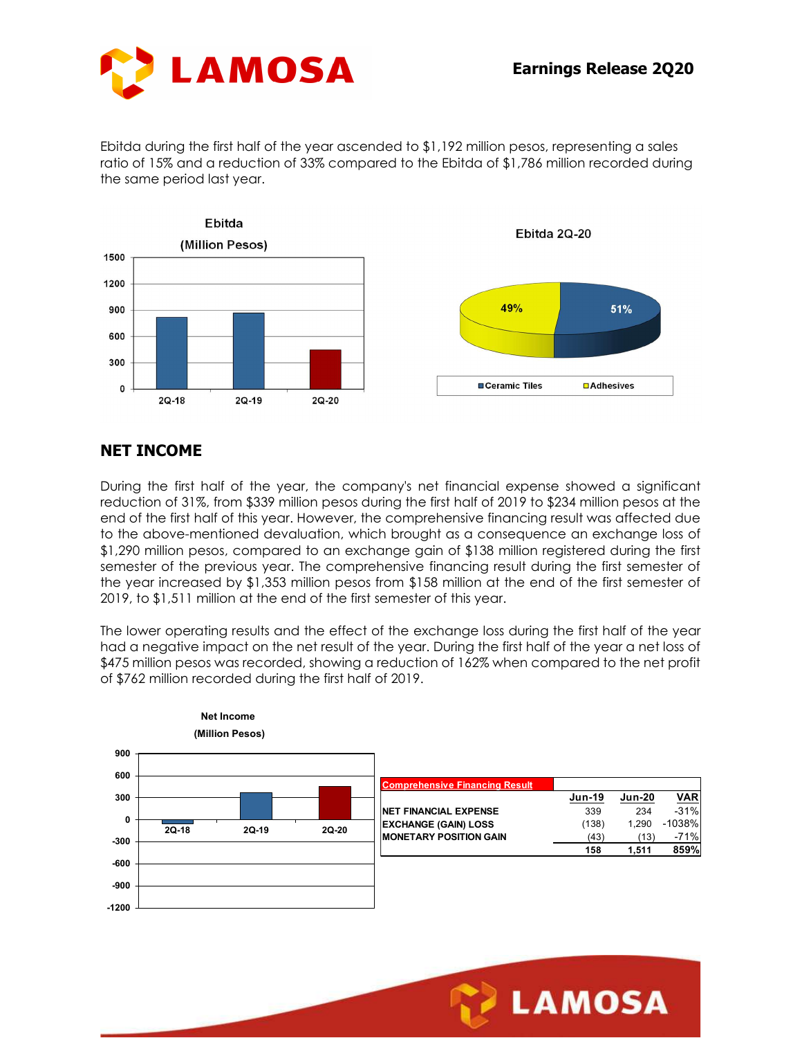Ebitda during the first half of the year ascended to $1,192 million pesos, representing a sales ratio of 15% and a reduction of 33% compared to the Ebitda of $1,786 million recorded during the same period last year.

## NET INCOME

During the first half of the year, the company's net financial expense showed a significant reduction of 31%, from $339 million pesos during the first half of 2019 to $234 million pesos at the end of the first half of this year. However, the comprehensive financing result was affected due to the above-mentioned devaluation, which brought as a consequence an exchange loss of $1,290 million pesos, compared to an exchange gain of $138 million registered during the first semester of the previous year. The comprehensive financing result during the first semester of the year increased by $1,353 million pesos from $158 million at the end of the first semester of 2019, to $1,511 million at the end of the first semester of this year.

The lower operating results and the effect of the exchange loss during the first half of the year had a negative impact on the net result of the year. During the first half of the year a net loss of $475 million pesos was recorded, showing a reduction of 162% when compared to the net profit of $762 million recorded during the first half of 2019.

| Comprehensive Financing Result | Jun-19 | Jun-20 | VAR |
|---|---|---|---|
| NET FINANCIAL EXPENSE | 339 | 234 | -31% |
| EXCHANGE (GAIN) LOSS | (138) | 1,290 | -1038% |
| MONETARY POSITION GAIN | (43) | (13) | -71% |
| | 158 | 1,511 | 859% |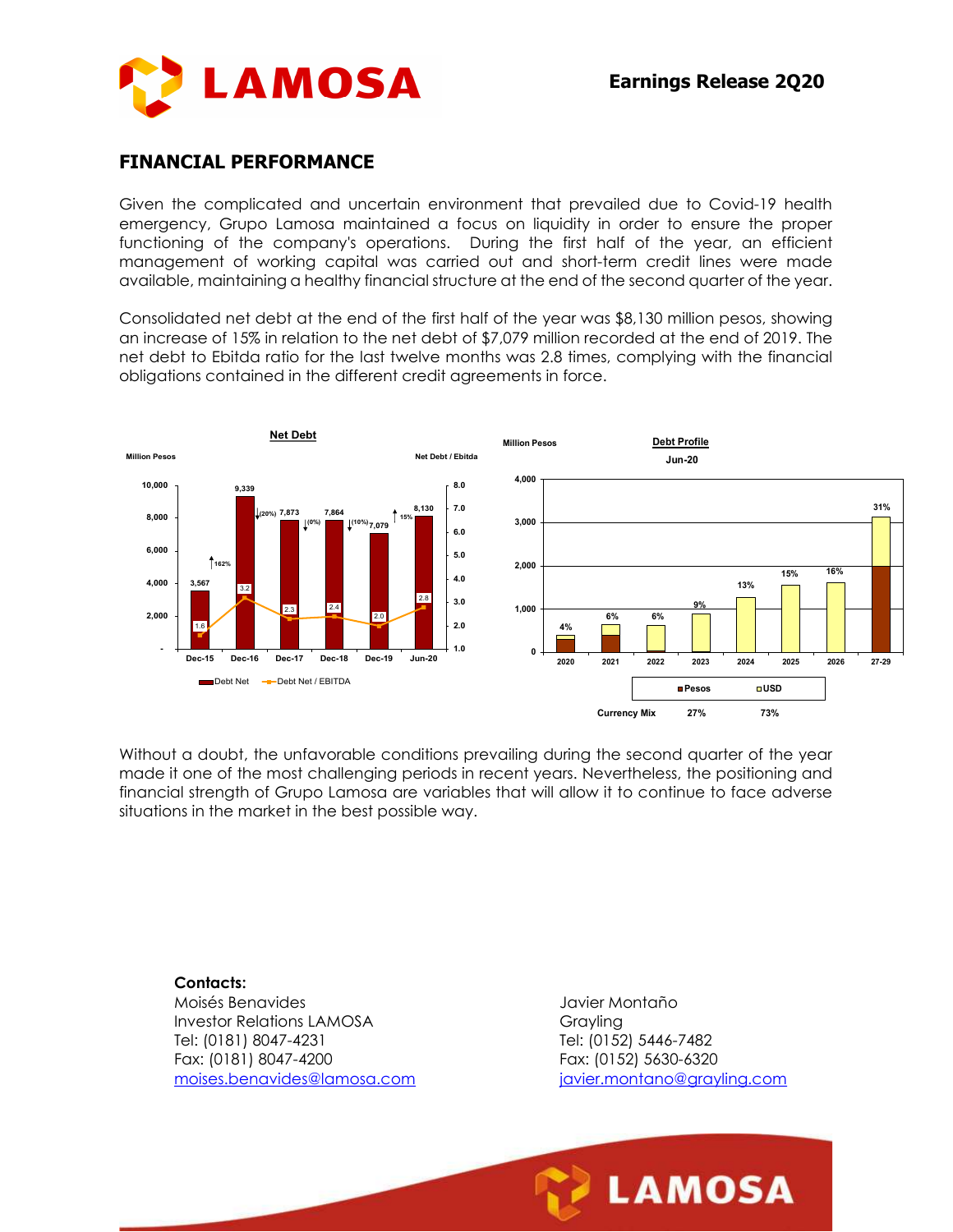## FINANCIAL PERFORMANCE

Given the complicated and uncertain environment that prevailed due to Covid-19 health emergency, Grupo Lamosa maintained a focus on liquidity in order to ensure the proper functioning of the company's operations. During the first half of the year, an efficient management of working capital was carried out and short-term credit lines were made available, maintaining a healthy financial structure at the end of the second quarter of the year.

Consolidated net debt at the end of the first half of the year was $8,130 million pesos, showing an increase of 15% in relation to the net debt of $7,079 million recorded at the end of 2019. The net debt to Ebitda ratio for the last twelve months was 2.8 times, complying with the financial obligations contained in the different credit agreements in force.

Net Debt

Million Pesos

Net Debt / Ebitda

10,000
8,000
6,000
4,000
2,000
-

8.0
7.0
6.0
5.0
4.0
3.0
2.0
1.0

3,567 1.6 162%
9,339 3.2 (20%)
7,873 2.3 (0%)
7,864 2.4 (10%)
7,079 2.0 15%
8,130 2.8

Dec-15 Dec-16 Dec-17 Dec-18 Dec-19 Jun-20

Debt Net
Debt Net / EBITDA

Debt Profile

Jun-20

Million Pesos

4,000
3,000
2,000
1,000
0

4% 6% 6% 9% 13% 15% 16% 31%

2020 2021 2022 2023 2024 2025 2026 27-29

Pesos
USD

Currency Mix 27% 73%

Without a doubt, the unfavorable conditions prevailing during the second quarter of the year made it one of the most challenging periods in recent years. Nevertheless, the positioning and financial strength of Grupo Lamosa are variables that will allow it to continue to face adverse situations in the market in the best possible way.

**Contacts:**

Moisés Benavides
Investor Relations LAMOSA
Tel: (0181) 8047-4231
Fax: (0181) 8047-4200
moises.benavides@lamosa.com

Javier Montaño
Grayling
Tel: (0152) 5446-7482
Fax: (0152) 5630-6320
javier.montano@grayling.com